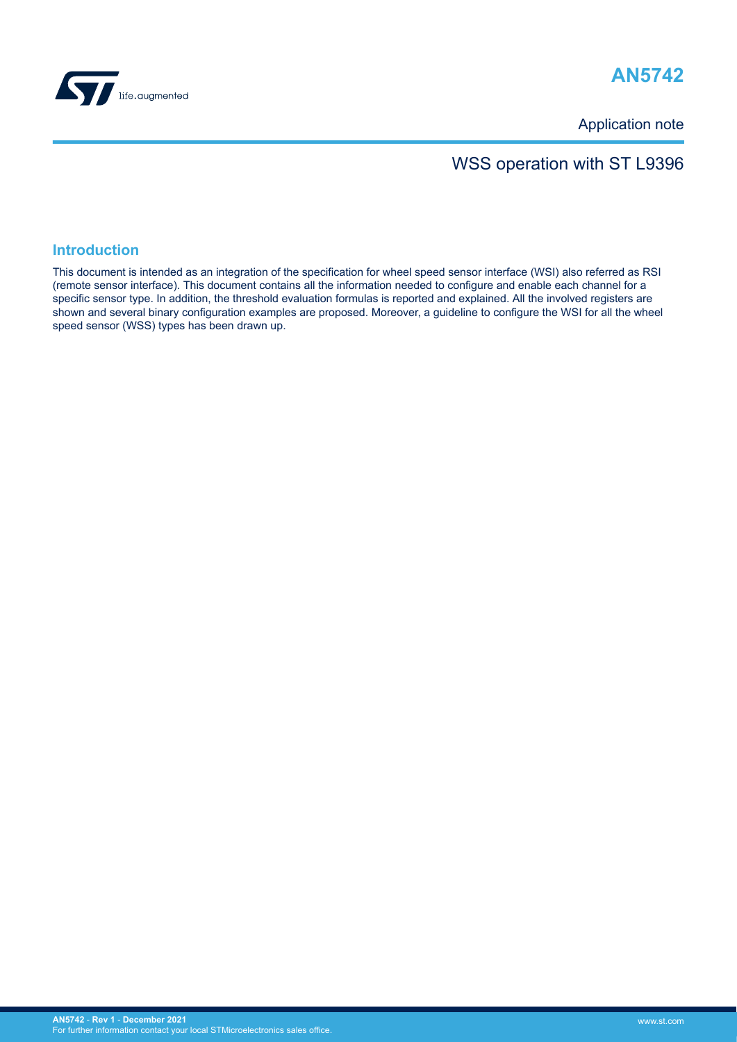# AN5742

Application note

## WSS operation with ST L9396

## Introduction

This document is intended as an integration of the specification for wheel speed sensor interface (WSI) also referred as RSI (remote sensor interface). This document contains all the information needed to configure and enable each channel for a specific sensor type. In addition, the threshold evaluation formulas is reported and explained. All the involved registers are shown and several binary configuration examples are proposed. Moreover, a guideline to configure the WSI for all the wheel speed sensor (WSS) types has been drawn up.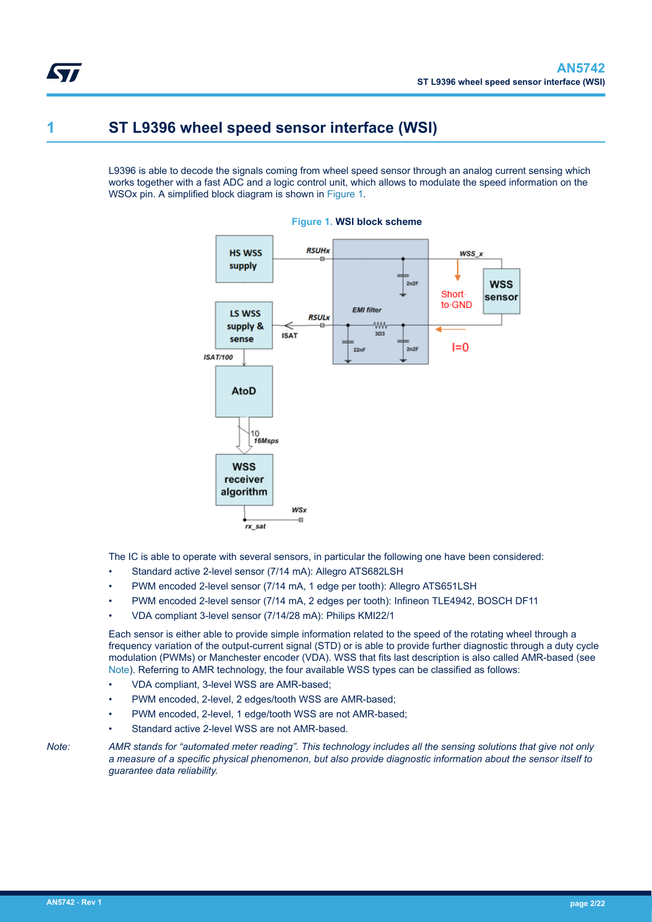# 1 ST L9396 wheel speed sensor interface (WSI)

L9396 is able to decode the signals coming from wheel speed sensor through an analog current sensing which works together with a fast ADC and a logic control unit, which allows to modulate the speed information on the WSOx pin. A simplified block diagram is shown in Figure 1.

**Figure 1. WSI block scheme**

The IC is able to operate with several sensors, in particular the following one have been considered:

- Standard active 2-level sensor (7/14 mA): Allegro ATS682LSH
- PWM encoded 2-level sensor (7/14 mA, 1 edge per tooth): Allegro ATS651LSH
- PWM encoded 2-level sensor (7/14 mA, 2 edges per tooth): Infineon TLE4942, BOSCH DF11
- VDA compliant 3-level sensor (7/14/28 mA): Philips KMI22/1

Each sensor is either able to provide simple information related to the speed of the rotating wheel through a frequency variation of the output-current signal (STD) or is able to provide further diagnostic through a duty cycle modulation (PWMs) or Manchester encoder (VDA). WSS that fits last description is also called AMR-based (see Note). Referring to AMR technology, the four available WSS types can be classified as follows:

- VDA compliant, 3-level WSS are AMR-based;
- PWM encoded, 2-level, 2 edges/tooth WSS are AMR-based;
- PWM encoded, 2-level, 1 edge/tooth WSS are not AMR-based;
- Standard active 2-level WSS are not AMR-based.

*Note: AMR stands for "automated meter reading". This technology includes all the sensing solutions that give not only a measure of a specific physical phenomenon, but also provide diagnostic information about the sensor itself to guarantee data reliability.*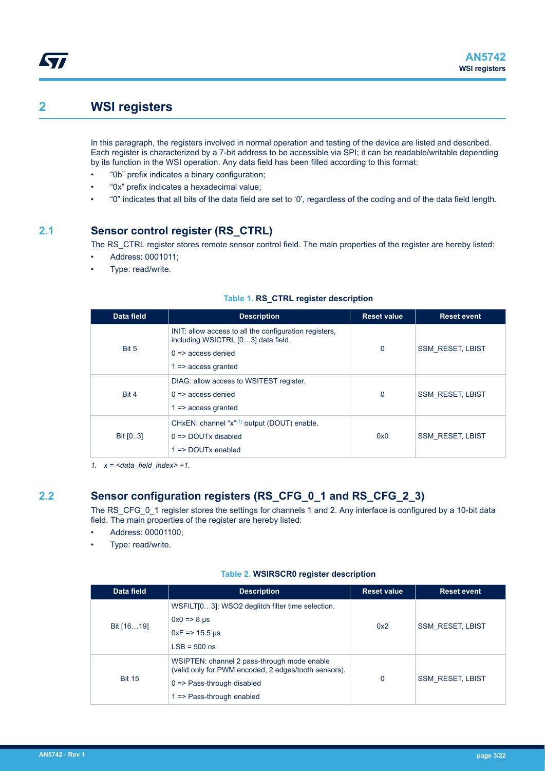# 2 WSI registers

In this paragraph, the registers involved in normal operation and testing of the device are listed and described. Each register is characterized by a 7-bit address to be accessible via SPI; it can be readable/writable depending by its function in the WSI operation. Any data field has been filled according to this format:

- "0b" prefix indicates a binary configuration;
- "0x" prefix indicates a hexadecimal value;
- "0" indicates that all bits of the data field are set to '0', regardless of the coding and of the data field length.

## 2.1 Sensor control register (RS_CTRL)

The RS_CTRL register stores remote sensor control field. The main properties of the register are hereby listed:

- Address: 0001011;
- Type: read/write.

**Table 1. RS_CTRL register description**

| Data field | Description | Reset value | Reset event |
|---|---|---|---|
| Bit 5 | INIT: allow access to all the configuration registers, including WSICTRL [0…3] data field.<br>0 => access denied<br>1 => access granted | 0 | SSM_RESET, LBIST |
| Bit 4 | DIAG: allow access to WSITEST register.<br>0 => access denied<br>1 => access granted | 0 | SSM_RESET, LBIST |
| Bit [0..3] | CHxEN: channel "x"[1] output (DOUT) enable.<br>0 => DOUTx disabled<br>1 => DOUTx enabled | 0x0 | SSM_RESET, LBIST |

*1. x = <data_field_index> +1.*

## 2.2 Sensor configuration registers (RS_CFG_0_1 and RS_CFG_2_3)

The RS_CFG_0_1 register stores the settings for channels 1 and 2. Any interface is configured by a 10-bit data field. The main properties of the register are hereby listed:

- Address: 00001100;
- Type: read/write.

**Table 2. WSIRSCR0 register description**

| Data field | Description | Reset value | Reset event |
|---|---|---|---|
| Bit [16…19] | WSFILT[0…3]: WSO2 deglitch filter time selection.<br>0x0 => 8 µs<br>0xF => 15.5 µs<br>LSB = 500 ns | 0x2 | SSM_RESET, LBIST |
| Bit 15 | WSIPTEN: channel 2 pass-through mode enable (valid only for PWM encoded, 2 edges/tooth sensors).<br>0 => Pass-through disabled<br>1 => Pass-through enabled | 0 | SSM_RESET, LBIST |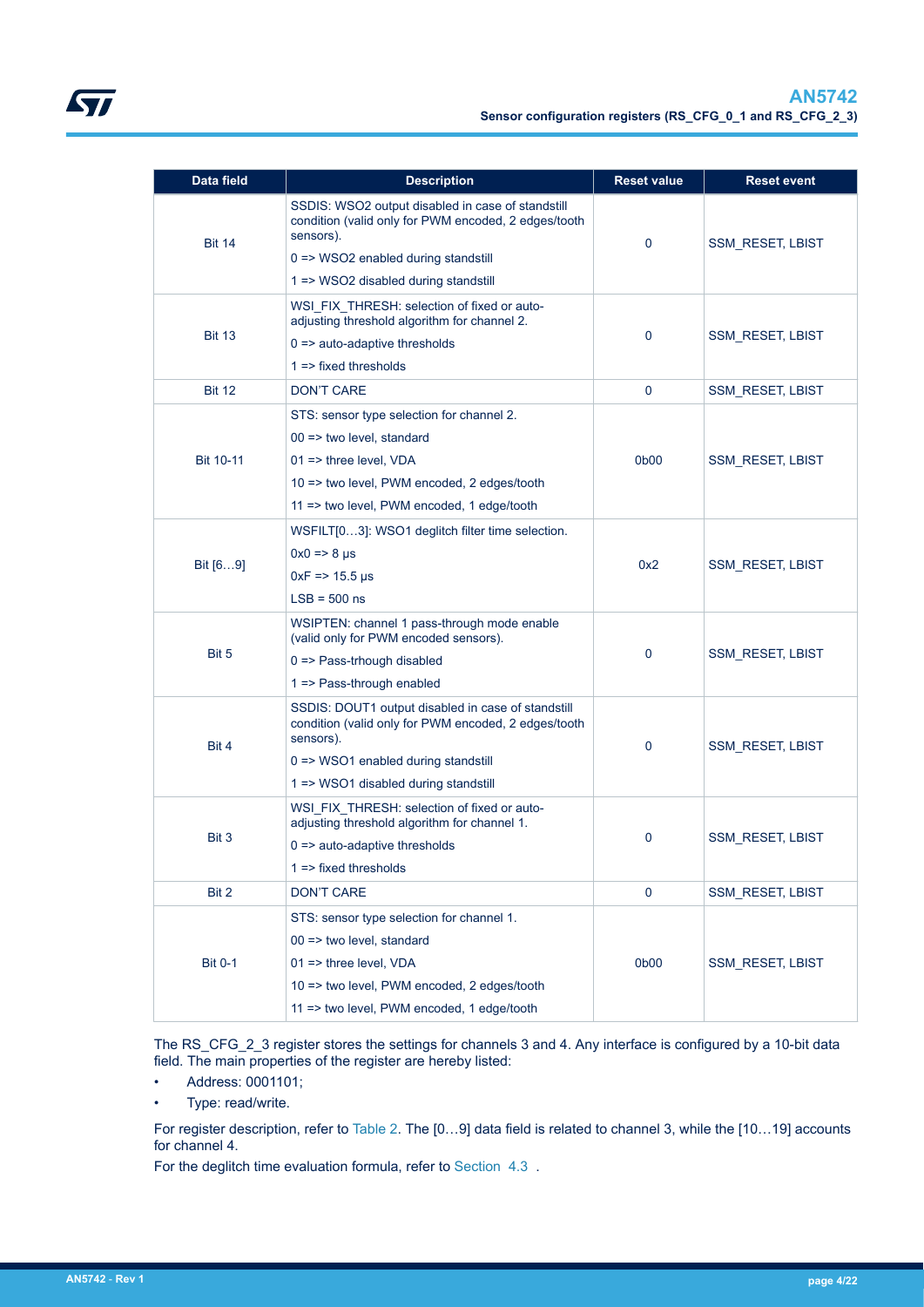| Data field | Description | Reset value | Reset event |
|---|---|---|---|
| Bit 14 | SSDIS: WSO2 output disabled in case of standstill condition (valid only for PWM encoded, 2 edges/tooth sensors).<br>0 => WSO2 enabled during standstill<br>1 => WSO2 disabled during standstill | 0 | SSM_RESET, LBIST |
| Bit 13 | WSI_FIX_THRESH: selection of fixed or auto-adjusting threshold algorithm for channel 2.<br>0 => auto-adaptive thresholds<br>1 => fixed thresholds | 0 | SSM_RESET, LBIST |
| Bit 12 | DON'T CARE | 0 | SSM_RESET, LBIST |
| Bit 10-11 | STS: sensor type selection for channel 2.<br>00 => two level, standard<br>01 => three level, VDA<br>10 => two level, PWM encoded, 2 edges/tooth<br>11 => two level, PWM encoded, 1 edge/tooth | 0b00 | SSM_RESET, LBIST |
| Bit [6…9] | WSFILT[0…3]: WSO1 deglitch filter time selection.<br>0x0 => 8 µs<br>0xF => 15.5 µs<br>LSB = 500 ns | 0x2 | SSM_RESET, LBIST |
| Bit 5 | WSIPTEN: channel 1 pass-through mode enable (valid only for PWM encoded sensors).<br>0 => Pass-trhough disabled<br>1 => Pass-through enabled | 0 | SSM_RESET, LBIST |
| Bit 4 | SSDIS: DOUT1 output disabled in case of standstill condition (valid only for PWM encoded, 2 edges/tooth sensors).<br>0 => WSO1 enabled during standstill<br>1 => WSO1 disabled during standstill | 0 | SSM_RESET, LBIST |
| Bit 3 | WSI_FIX_THRESH: selection of fixed or auto-adjusting threshold algorithm for channel 1.<br>0 => auto-adaptive thresholds<br>1 => fixed thresholds | 0 | SSM_RESET, LBIST |
| Bit 2 | DON'T CARE | 0 | SSM_RESET, LBIST |
| Bit 0-1 | STS: sensor type selection for channel 1.<br>00 => two level, standard<br>01 => three level, VDA<br>10 => two level, PWM encoded, 2 edges/tooth<br>11 => two level, PWM encoded, 1 edge/tooth | 0b00 | SSM_RESET, LBIST |

The RS_CFG_2_3 register stores the settings for channels 3 and 4. Any interface is configured by a 10-bit data field. The main properties of the register are hereby listed:

- Address: 0001101;
- Type: read/write.

For register description, refer to Table 2. The [0…9] data field is related to channel 3, while the [10…19] accounts for channel 4.

For the deglitch time evaluation formula, refer to Section 4.3 .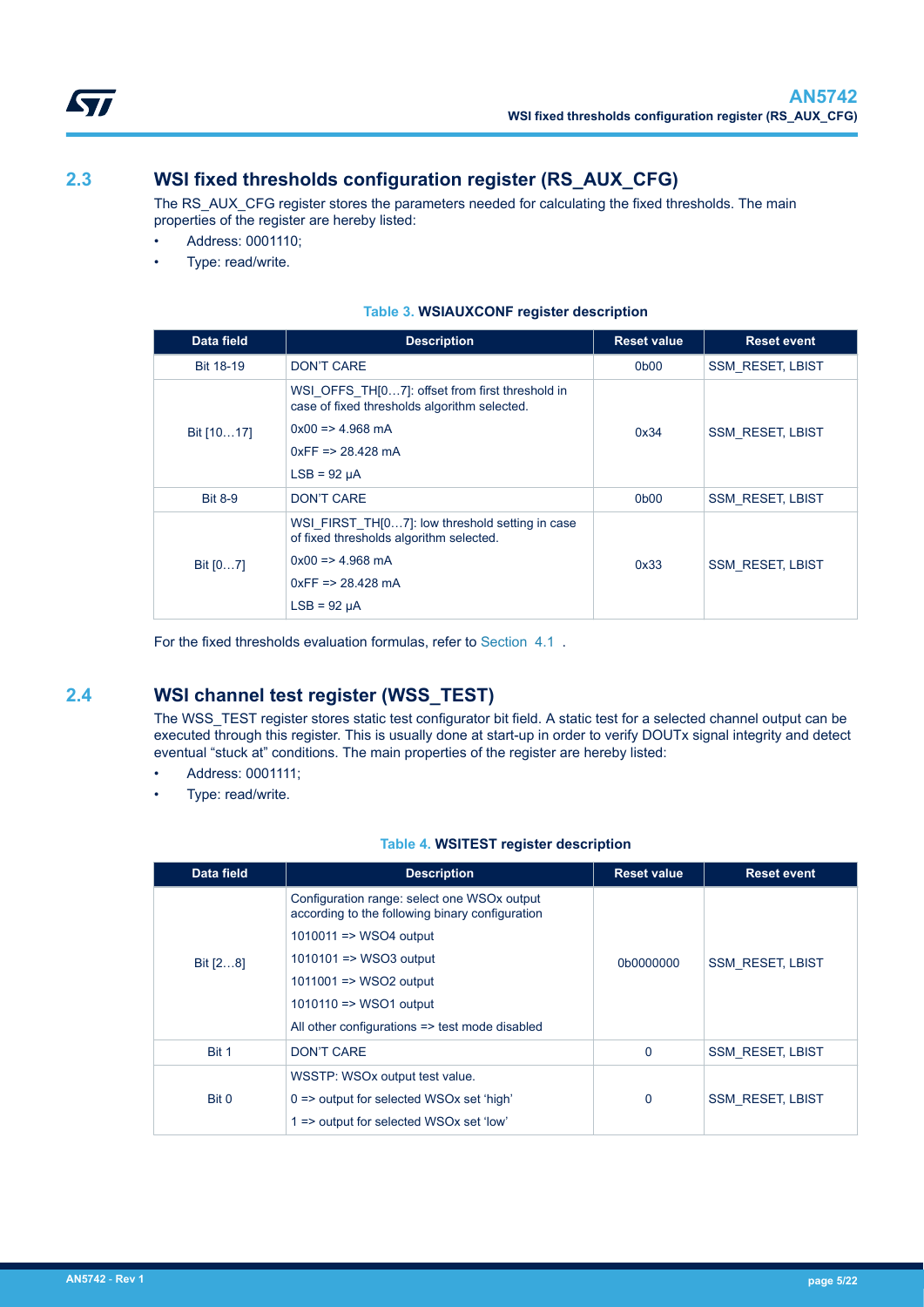## 2.3 WSI fixed thresholds configuration register (RS_AUX_CFG)

The RS_AUX_CFG register stores the parameters needed for calculating the fixed thresholds. The main properties of the register are hereby listed:

- Address: 0001110;
- Type: read/write.

**Table 3. WSIAUXCONF register description**

| Data field | Description | Reset value | Reset event |
|---|---|---|---|
| Bit 18-19 | DON'T CARE | 0b00 | SSM_RESET, LBIST |
| Bit [10…17] | WSI_OFFS_TH[0…7]: offset from first threshold in case of fixed thresholds algorithm selected.<br>0x00 => 4.968 mA<br>0xFF => 28.428 mA<br>LSB = 92 µA | 0x34 | SSM_RESET, LBIST |
| Bit 8-9 | DON'T CARE | 0b00 | SSM_RESET, LBIST |
| Bit [0…7] | WSI_FIRST_TH[0…7]: low threshold setting in case of fixed thresholds algorithm selected.<br>0x00 => 4.968 mA<br>0xFF => 28.428 mA<br>LSB = 92 µA | 0x33 | SSM_RESET, LBIST |

For the fixed thresholds evaluation formulas, refer to Section 4.1 .

## 2.4 WSI channel test register (WSS_TEST)

The WSS_TEST register stores static test configurator bit field. A static test for a selected channel output can be executed through this register. This is usually done at start-up in order to verify DOUTx signal integrity and detect eventual “stuck at” conditions. The main properties of the register are hereby listed:

- Address: 0001111;
- Type: read/write.

**Table 4. WSITEST register description**

| Data field | Description | Reset value | Reset event |
|---|---|---|---|
| Bit [2…8] | Configuration range: select one WSOx output according to the following binary configuration<br>1010011 => WSO4 output<br>1010101 => WSO3 output<br>1011001 => WSO2 output<br>1010110 => WSO1 output<br>All other configurations => test mode disabled | 0b0000000 | SSM_RESET, LBIST |
| Bit 1 | DON'T CARE | 0 | SSM_RESET, LBIST |
| Bit 0 | WSSTP: WSOx output test value.<br>0 => output for selected WSOx set 'high'<br>1 => output for selected WSOx set 'low' | 0 | SSM_RESET, LBIST |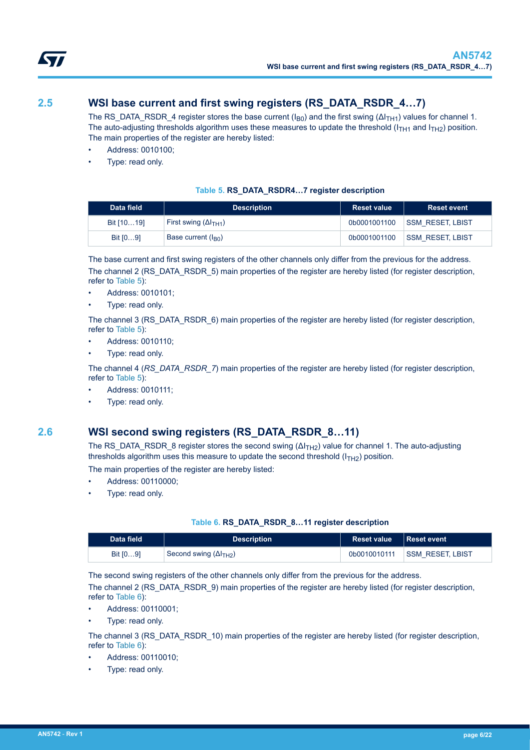## 2.5 WSI base current and first swing registers (RS_DATA_RSDR_4…7)

The RS_DATA_RSDR_4 register stores the base current ($I_{B0}$) and the first swing ($\Delta I_{TH1}$) values for channel 1. The auto-adjusting thresholds algorithm uses these measures to update the threshold ($I_{TH1}$ and $I_{TH2}$) position. The main properties of the register are hereby listed:

- Address: 0010100;
- Type: read only.

**Table 5. RS_DATA_RSDR4…7 register description**

| Data field | Description | Reset value | Reset event |
|---|---|---|---|
| Bit [10…19] | First swing ($\Delta I_{TH1}$) | 0b0001001100 | SSM_RESET, LBIST |
| Bit [0…9] | Base current ($I_{B0}$) | 0b0001001100 | SSM_RESET, LBIST |

The base current and first swing registers of the other channels only differ from the previous for the address.

The channel 2 (RS_DATA_RSDR_5) main properties of the register are hereby listed (for register description, refer to Table 5):

- Address: 0010101;
- Type: read only.

The channel 3 (RS_DATA_RSDR_6) main properties of the register are hereby listed (for register description, refer to Table 5):

- Address: 0010110;
- Type: read only.

The channel 4 (*RS_DATA_RSDR_7*) main properties of the register are hereby listed (for register description, refer to Table 5):

- Address: 0010111;
- Type: read only.

## 2.6 WSI second swing registers (RS_DATA_RSDR_8…11)

The RS_DATA_RSDR_8 register stores the second swing ($\Delta I_{TH2}$) value for channel 1. The auto-adjusting thresholds algorithm uses this measure to update the second threshold ($I_{TH2}$) position.

The main properties of the register are hereby listed:

- Address: 00110000;
- Type: read only.

**Table 6. RS_DATA_RSDR_8…11 register description**

| Data field | Description | Reset value | Reset event |
|---|---|---|---|
| Bit [0…9] | Second swing ($\Delta I_{TH2}$) | 0b0010010111 | SSM_RESET, LBIST |

The second swing registers of the other channels only differ from the previous for the address.

The channel 2 (RS_DATA_RSDR_9) main properties of the register are hereby listed (for register description, refer to Table 6):

- Address: 00110001;
- Type: read only.

The channel 3 (RS_DATA_RSDR_10) main properties of the register are hereby listed (for register description, refer to Table 6):

- Address: 00110010;
- Type: read only.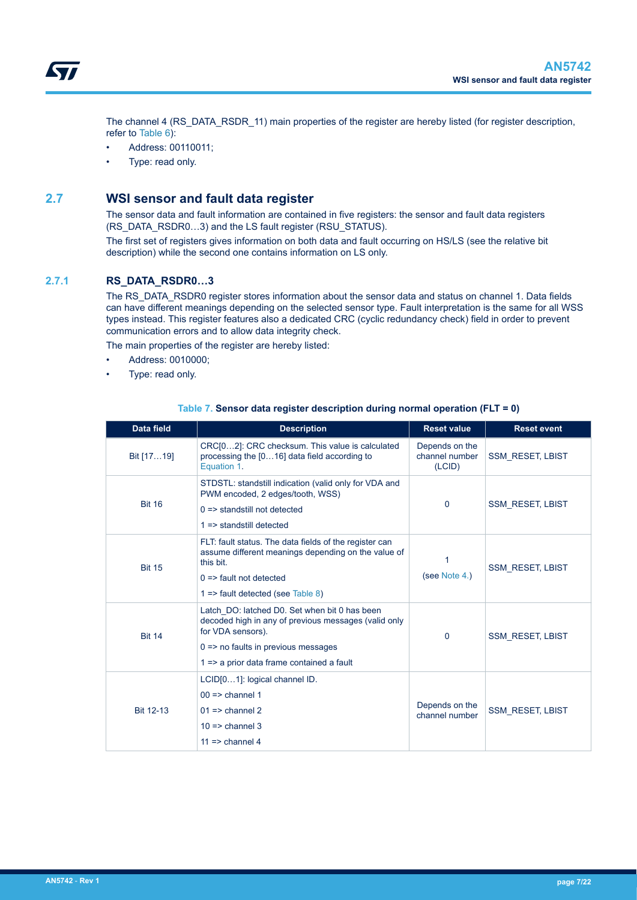The channel 4 (RS_DATA_RSDR_11) main properties of the register are hereby listed (for register description, refer to Table 6):

- Address: 00110011;
- Type: read only.

## 2.7 WSI sensor and fault data register

The sensor data and fault information are contained in five registers: the sensor and fault data registers (RS_DATA_RSDR0…3) and the LS fault register (RSU_STATUS).

The first set of registers gives information on both data and fault occurring on HS/LS (see the relative bit description) while the second one contains information on LS only.

### 2.7.1 RS_DATA_RSDR0…3

The RS_DATA_RSDR0 register stores information about the sensor data and status on channel 1. Data fields can have different meanings depending on the selected sensor type. Fault interpretation is the same for all WSS types instead. This register features also a dedicated CRC (cyclic redundancy check) field in order to prevent communication errors and to allow data integrity check.

The main properties of the register are hereby listed:

- Address: 0010000;
- Type: read only.

**Table 7. Sensor data register description during normal operation (FLT = 0)**

| Data field | Description | Reset value | Reset event |
|---|---|---|---|
| Bit [17…19] | CRC[0…2]: CRC checksum. This value is calculated processing the [0…16] data field according to Equation 1. | Depends on the channel number (LCID) | SSM_RESET, LBIST |
| Bit 16 | STDSTL: standstill indication (valid only for VDA and PWM encoded, 2 edges/tooth, WSS)<br>0 => standstill not detected<br>1 => standstill detected | 0 | SSM_RESET, LBIST |
| Bit 15 | FLT: fault status. The data fields of the register can assume different meanings depending on the value of this bit.<br>0 => fault not detected<br>1 => fault detected (see Table 8) | 1<br>(see Note 4.) | SSM_RESET, LBIST |
| Bit 14 | Latch_DO: latched D0. Set when bit 0 has been decoded high in any of previous messages (valid only for VDA sensors).<br>0 => no faults in previous messages<br>1 => a prior data frame contained a fault | 0 | SSM_RESET, LBIST |
| Bit 12-13 | LCID[0…1]: logical channel ID.<br>00 => channel 1<br>01 => channel 2<br>10 => channel 3<br>11 => channel 4 | Depends on the channel number | SSM_RESET, LBIST |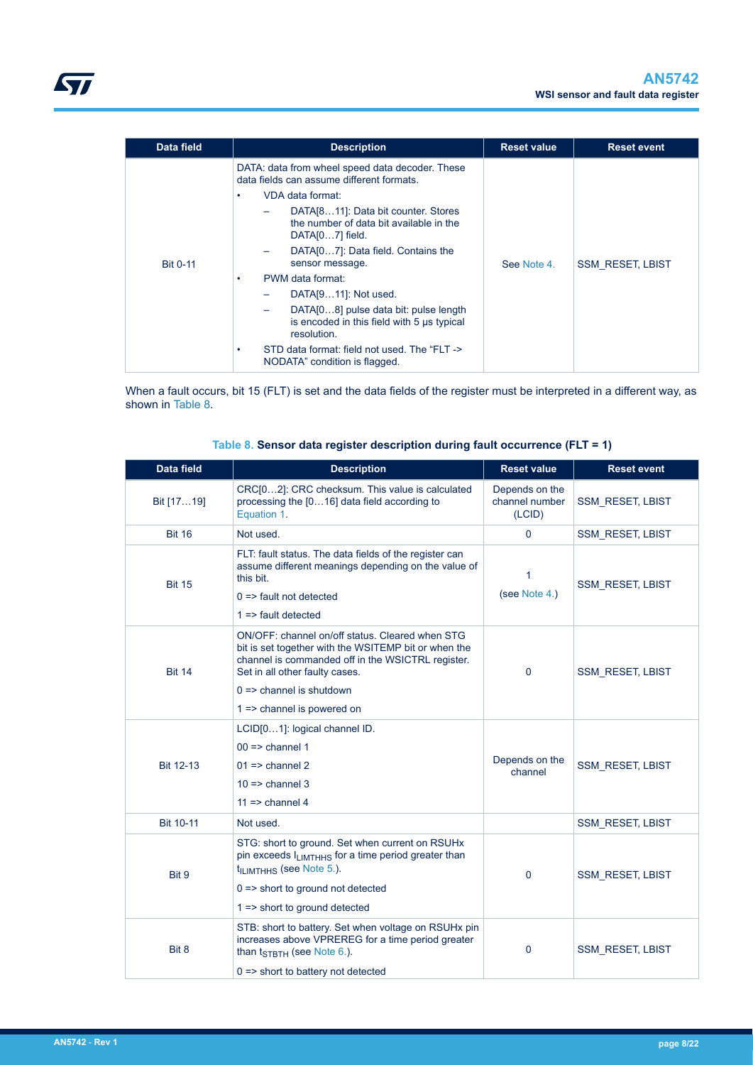| Data field | Description | Reset value | Reset event |
|---|---|---|---|
| Bit 0-11 | DATA: data from wheel speed data decoder. These data fields can assume different formats.<br>• VDA data format:<br>– DATA[8…11]: Data bit counter. Stores the number of data bit available in the DATA[0…7] field.<br>– DATA[0…7]: Data field. Contains the sensor message.<br>• PWM data format:<br>– DATA[9…11]: Not used.<br>– DATA[0…8] pulse data bit: pulse length is encoded in this field with 5 µs typical resolution.<br>• STD data format: field not used. The "FLT -> NODATA" condition is flagged. | See Note 4. | SSM_RESET, LBIST |

When a fault occurs, bit 15 (FLT) is set and the data fields of the register must be interpreted in a different way, as shown in Table 8.

**Table 8. Sensor data register description during fault occurrence (FLT = 1)**

| Data field | Description | Reset value | Reset event |
|---|---|---|---|
| Bit [17…19] | CRC[0…2]: CRC checksum. This value is calculated processing the [0…16] data field according to Equation 1. | Depends on the channel number (LCID) | SSM_RESET, LBIST |
| Bit 16 | Not used. | 0 | SSM_RESET, LBIST |
| Bit 15 | FLT: fault status. The data fields of the register can assume different meanings depending on the value of this bit.<br>0 => fault not detected<br>1 => fault detected | 1<br>(see Note 4.) | SSM_RESET, LBIST |
| Bit 14 | ON/OFF: channel on/off status. Cleared when STG bit is set together with the WSITEMP bit or when the channel is commanded off in the WSICTRL register. Set in all other faulty cases.<br>0 => channel is shutdown<br>1 => channel is powered on | 0 | SSM_RESET, LBIST |
| Bit 12-13 | LCID[0…1]: logical channel ID.<br>00 => channel 1<br>01 => channel 2<br>10 => channel 3<br>11 => channel 4 | Depends on the channel | SSM_RESET, LBIST |
| Bit 10-11 | Not used. | | SSM_RESET, LBIST |
| Bit 9 | STG: short to ground. Set when current on RSUHx pin exceeds $I_{LIMTHHS}$ for a time period greater than $t_{ILIMTHHS}$ (see Note 5.).<br>0 => short to ground not detected<br>1 => short to ground detected | 0 | SSM_RESET, LBIST |
| Bit 8 | STB: short to battery. Set when voltage on RSUHx pin increases above VPREREG for a time period greater than $t_{STBTH}$ (see Note 6.).<br>0 => short to battery not detected | 0 | SSM_RESET, LBIST |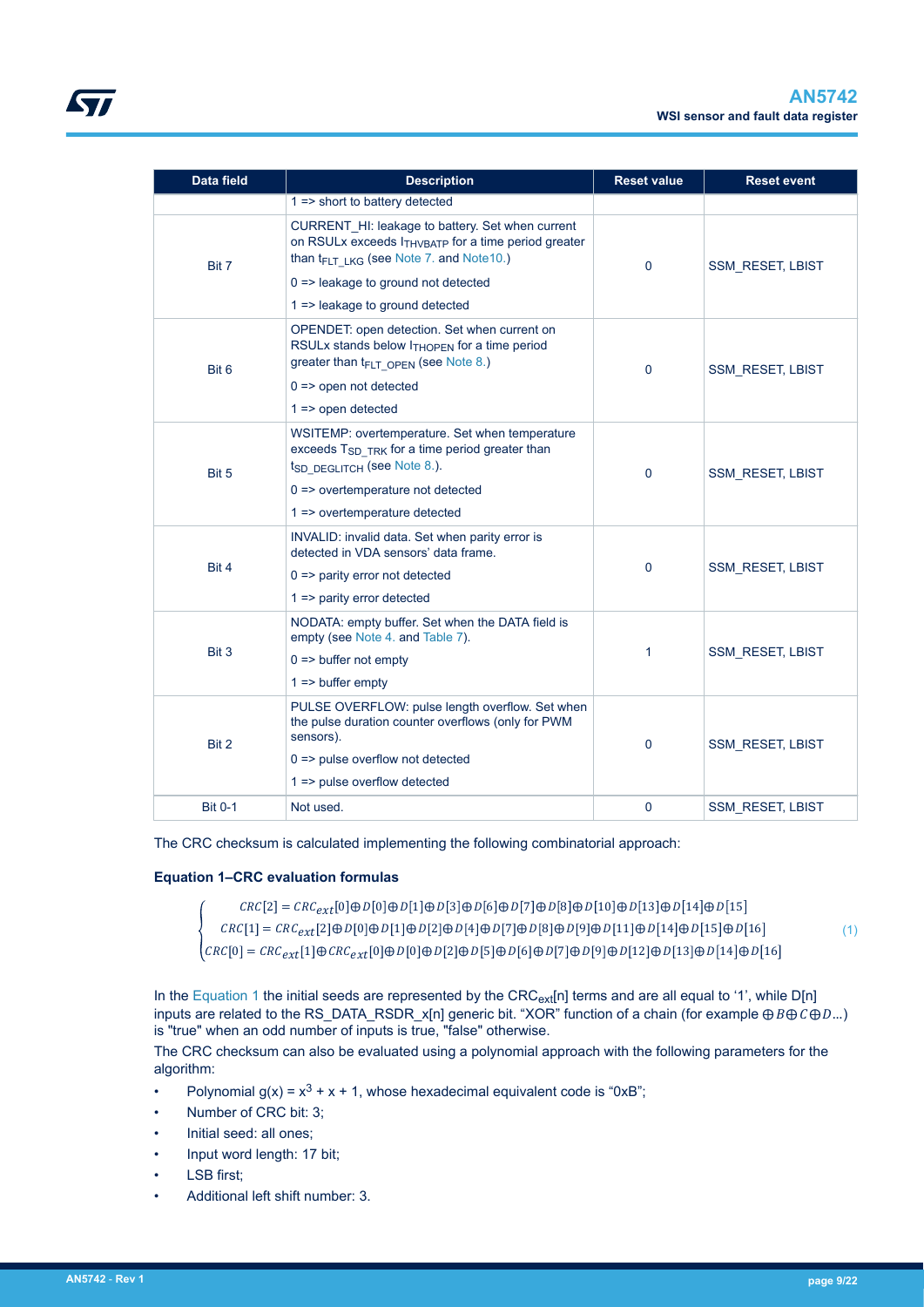| Data field | Description | Reset value | Reset event |
|---|---|---|---|
| | 1 => short to battery detected | | |
| Bit 7 | CURRENT_HI: leakage to battery. Set when current on RSULx exceeds $I_{THVBATP}$ for a time period greater than $t_{FLT\_LKG}$ (see Note 7. and Note10.)<br>0 => leakage to ground not detected<br>1 => leakage to ground detected | 0 | SSM_RESET, LBIST |
| Bit 6 | OPENDET: open detection. Set when current on RSULx stands below $I_{THOPEN}$ for a time period greater than $t_{FLT\_OPEN}$ (see Note 8.)<br>0 => open not detected<br>1 => open detected | 0 | SSM_RESET, LBIST |
| Bit 5 | WSITEMP: overtemperature. Set when temperature exceeds $T_{SD\_TRK}$ for a time period greater than $t_{SD\_DEGLITCH}$ (see Note 8.).<br>0 => overtemperature not detected<br>1 => overtemperature detected | 0 | SSM_RESET, LBIST |
| Bit 4 | INVALID: invalid data. Set when parity error is detected in VDA sensors' data frame.<br>0 => parity error not detected<br>1 => parity error detected | 0 | SSM_RESET, LBIST |
| Bit 3 | NODATA: empty buffer. Set when the DATA field is empty (see Note 4. and Table 7).<br>0 => buffer not empty<br>1 => buffer empty | 1 | SSM_RESET, LBIST |
| Bit 2 | PULSE OVERFLOW: pulse length overflow. Set when the pulse duration counter overflows (only for PWM sensors).<br>0 => pulse overflow not detected<br>1 => pulse overflow detected | 0 | SSM_RESET, LBIST |
| Bit 0-1 | Not used. | 0 | SSM_RESET, LBIST |

The CRC checksum is calculated implementing the following combinatorial approach:

**Equation 1–CRC evaluation formulas**

$$\begin{cases} CRC[2] = CRC_{ext}[0] \oplus D[0] \oplus D[1] \oplus D[3] \oplus D[6] \oplus D[7] \oplus D[8] \oplus D[10] \oplus D[13] \oplus D[14] \oplus D[15] \\ CRC[1] = CRC_{ext}[2] \oplus D[0] \oplus D[1] \oplus D[2] \oplus D[4] \oplus D[7] \oplus D[8] \oplus D[9] \oplus D[11] \oplus D[14] \oplus D[15] \oplus D[16] \\ CRC[0] = CRC_{ext}[1] \oplus CRC_{ext}[0] \oplus D[0] \oplus D[2] \oplus D[5] \oplus D[6] \oplus D[7] \oplus D[9] \oplus D[12] \oplus D[13] \oplus D[14] \oplus D[16] \end{cases} \quad (1)$$

In the Equation 1 the initial seeds are represented by the $CRC_{ext}[n]$ terms and are all equal to '1', while D[n] inputs are related to the RS_DATA_RSDR_x[n] generic bit. "XOR" function of a chain (for example $\oplus B \oplus C \oplus D$...) is "true" when an odd number of inputs is true, "false" otherwise.

The CRC checksum can also be evaluated using a polynomial approach with the following parameters for the algorithm:

- Polynomial $g(x) = x^3 + x + 1$, whose hexadecimal equivalent code is "0xB";
- Number of CRC bit: 3;
- Initial seed: all ones;
- Input word length: 17 bit;
- LSB first;
- Additional left shift number: 3.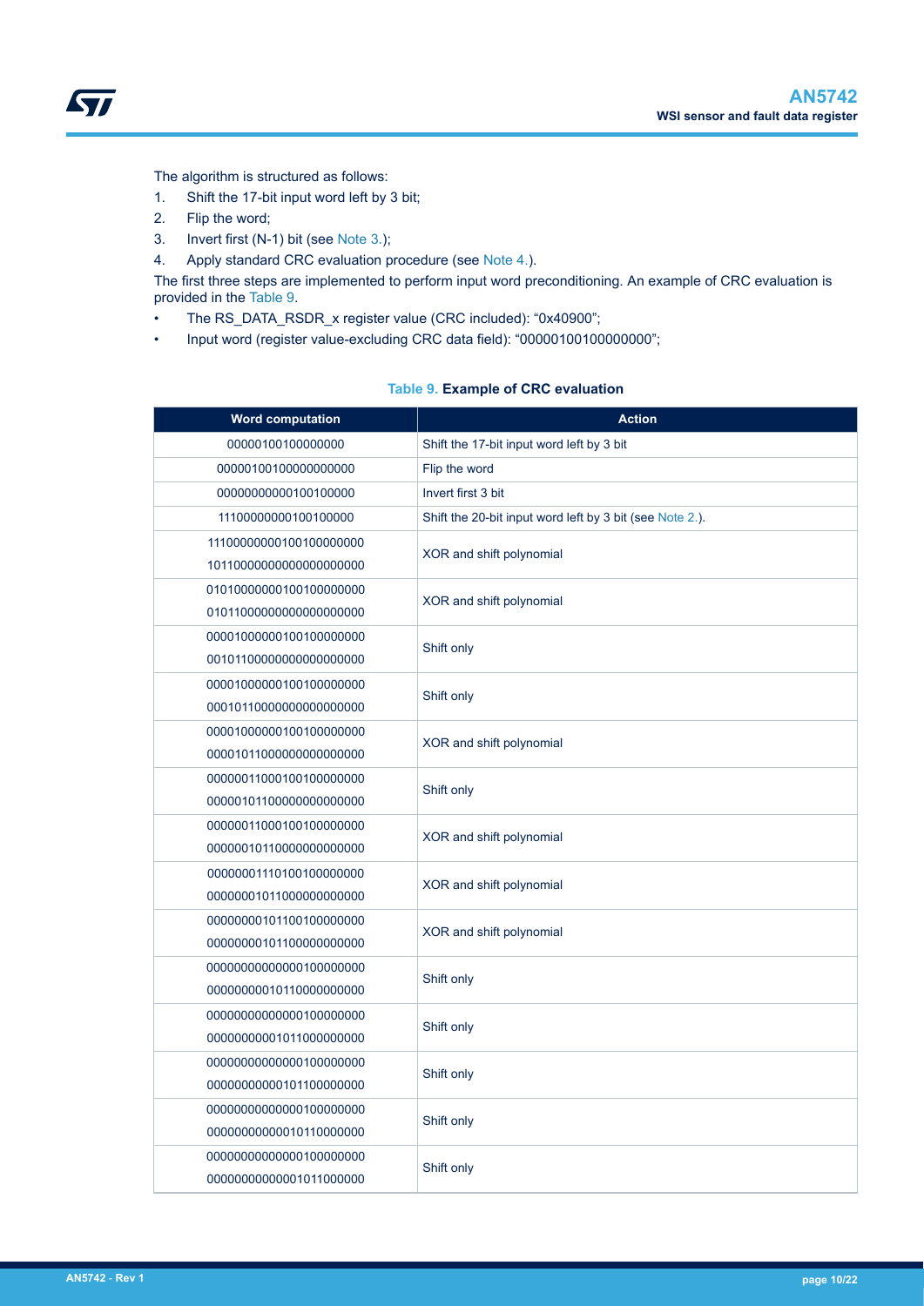The algorithm is structured as follows:

1. Shift the 17-bit input word left by 3 bit;
2. Flip the word;
3. Invert first (N-1) bit (see Note 3.);
4. Apply standard CRC evaluation procedure (see Note 4.).

The first three steps are implemented to perform input word preconditioning. An example of CRC evaluation is provided in the Table 9.

- The RS_DATA_RSDR_x register value (CRC included): “0x40900”;
- Input word (register value-excluding CRC data field): “00000100100000000”;

**Table 9. Example of CRC evaluation**

| Word computation | Action |
|---|---|
| 00000100100000000 | Shift the 17-bit input word left by 3 bit |
| 00000100100000000000 | Flip the word |
| 00000000000100100000 | Invert first 3 bit |
| 11100000000100100000 | Shift the 20-bit input word left by 3 bit (see Note 2.). |
| 11100000000100100000000<br>10110000000000000000000 | XOR and shift polynomial |
| 01010000000100100000000<br>01011000000000000000000 | XOR and shift polynomial |
| 00001000000100100000000<br>00101100000000000000000 | Shift only |
| 00001000000100100000000<br>00010110000000000000000 | Shift only |
| 00001000000100100000000<br>00001011000000000000000 | XOR and shift polynomial |
| 00000011000100100000000<br>00000101100000000000000 | Shift only |
| 00000011000100100000000<br>00000010110000000000000 | XOR and shift polynomial |
| 00000001110100100000000<br>00000001011000000000000 | XOR and shift polynomial |
| 00000000101100100000000<br>00000000101100000000000 | XOR and shift polynomial |
| 00000000000000100000000<br>00000000010110000000000 | Shift only |
| 00000000000000100000000<br>00000000001011000000000 | Shift only |
| 00000000000000100000000<br>00000000000101100000000 | Shift only |
| 00000000000000100000000<br>00000000000010110000000 | Shift only |
| 00000000000000100000000<br>00000000000001011000000 | Shift only |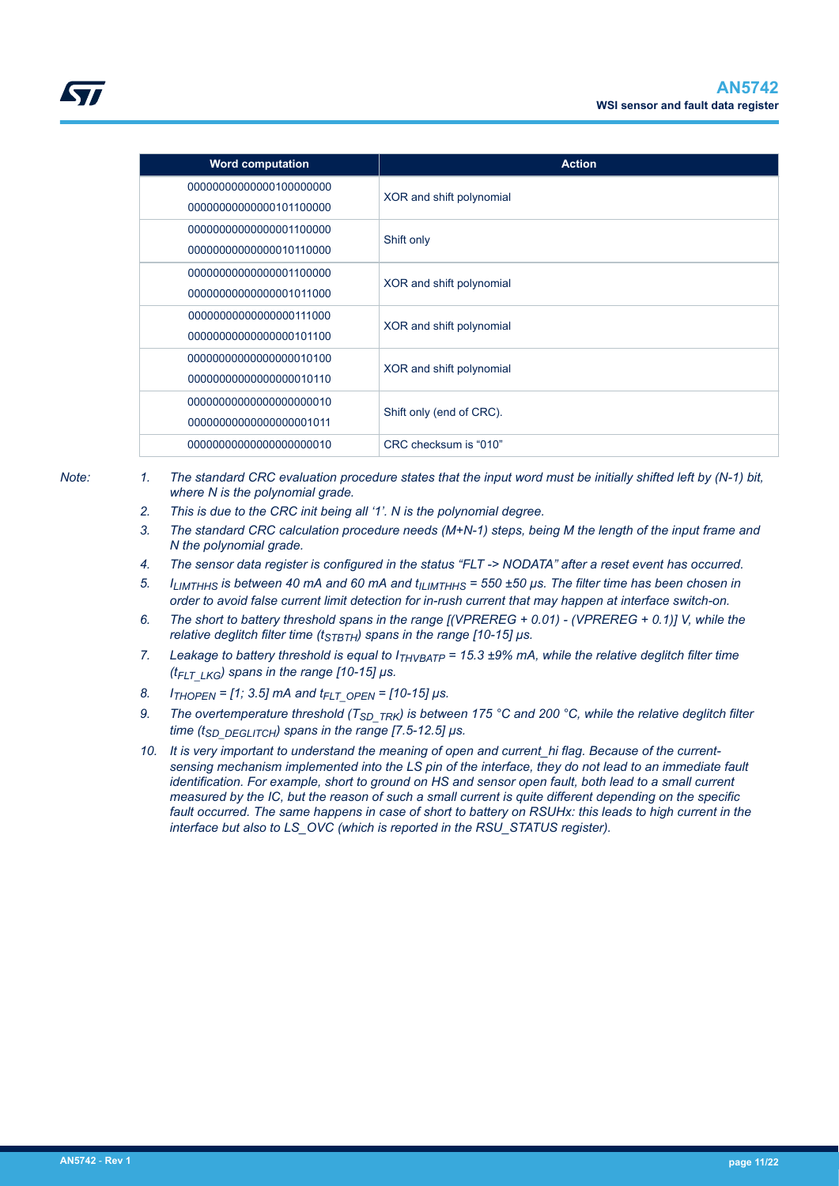| Word computation | Action |
| --- | --- |
| 00000000000000100000000<br>00000000000000101100000 | XOR and shift polynomial |
| 00000000000000001100000<br>00000000000000010110000 | Shift only |
| 00000000000000001100000<br>00000000000000001011000 | XOR and shift polynomial |
| 00000000000000000111000<br>00000000000000000101100 | XOR and shift polynomial |
| 00000000000000000010100<br>00000000000000000010110 | XOR and shift polynomial |
| 00000000000000000000010<br>00000000000000000001011 | Shift only (end of CRC). |
| 00000000000000000000010 | CRC checksum is “010” |

*Note:*

1. *The standard CRC evaluation procedure states that the input word must be initially shifted left by (N-1) bit, where N is the polynomial grade.*
2. *This is due to the CRC init being all ‘1’. N is the polynomial degree.*
3. *The standard CRC calculation procedure needs (M+N-1) steps, being M the length of the input frame and N the polynomial grade.*
4. *The sensor data register is configured in the status “FLT -> NODATA” after a reset event has occurred.*
5. *$I_{LIMTHHS}$ is between 40 mA and 60 mA and $t_{ILIMTHHS}$ = 550 ±50 µs. The filter time has been chosen in order to avoid false current limit detection for in-rush current that may happen at interface switch-on.*
6. *The short to battery threshold spans in the range [(VPREREG + 0.01) - (VPREREG + 0.1)] V, while the relative deglitch filter time ($t_{STBTH}$) spans in the range [10-15] µs.*
7. *Leakage to battery threshold is equal to $I_{THVBATP}$ = 15.3 ±9% mA, while the relative deglitch filter time ($t_{FLT\_LKG}$) spans in the range [10-15] µs.*
8. *$I_{THOPEN}$ = [1; 3.5] mA and $t_{FLT\_OPEN}$ = [10-15] µs.*
9. *The overtemperature threshold ($T_{SD\_TRK}$) is between 175 °C and 200 °C, while the relative deglitch filter time ($t_{SD\_DEGLITCH}$) spans in the range [7.5-12.5] µs.*
10. *It is very important to understand the meaning of open and current_hi flag. Because of the current-sensing mechanism implemented into the LS pin of the interface, they do not lead to an immediate fault identification. For example, short to ground on HS and sensor open fault, both lead to a small current measured by the IC, but the reason of such a small current is quite different depending on the specific fault occurred. The same happens in case of short to battery on RSUHx: this leads to high current in the interface but also to LS_OVC (which is reported in the RSU_STATUS register).*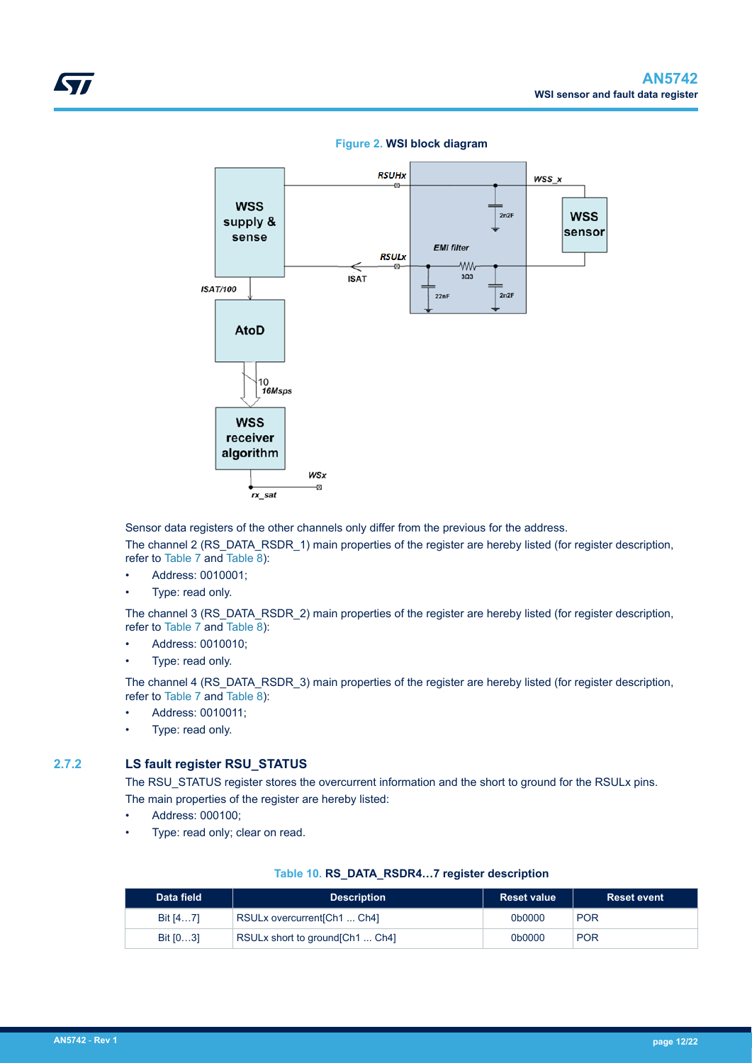**Figure 2. WSI block diagram**

Sensor data registers of the other channels only differ from the previous for the address.

The channel 2 (RS_DATA_RSDR_1) main properties of the register are hereby listed (for register description, refer to Table 7 and Table 8):

- Address: 0010001;
- Type: read only.

The channel 3 (RS_DATA_RSDR_2) main properties of the register are hereby listed (for register description, refer to Table 7 and Table 8):

- Address: 0010010;
- Type: read only.

The channel 4 (RS_DATA_RSDR_3) main properties of the register are hereby listed (for register description, refer to Table 7 and Table 8):

- Address: 0010011;
- Type: read only.

### 2.7.2 LS fault register RSU_STATUS

The RSU_STATUS register stores the overcurrent information and the short to ground for the RSULx pins.

The main properties of the register are hereby listed:

- Address: 000100;
- Type: read only; clear on read.

**Table 10. RS_DATA_RSDR4…7 register description**

| Data field | Description | Reset value | Reset event |
|---|---|---|---|
| Bit [4…7] | RSULx overcurrent[Ch1 ... Ch4] | 0b0000 | POR |
| Bit [0…3] | RSULx short to ground[Ch1 ... Ch4] | 0b0000 | POR |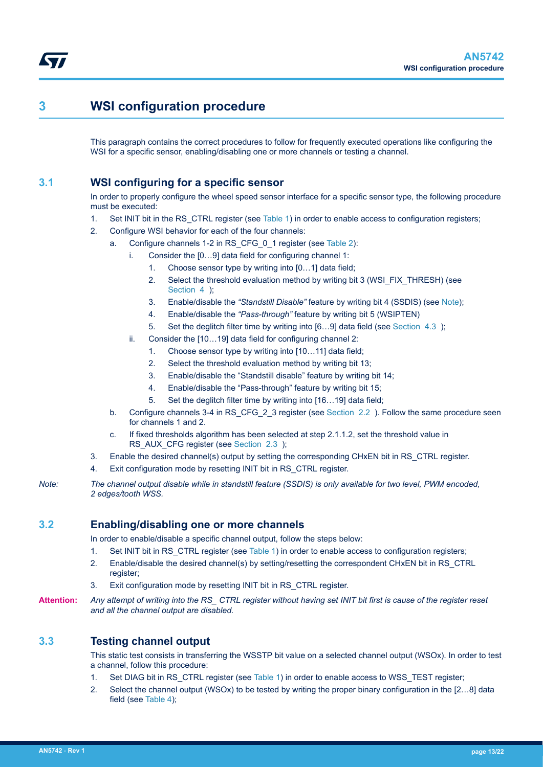# 3 WSI configuration procedure

This paragraph contains the correct procedures to follow for frequently executed operations like configuring the WSI for a specific sensor, enabling/disabling one or more channels or testing a channel.

## 3.1 WSI configuring for a specific sensor

In order to properly configure the wheel speed sensor interface for a specific sensor type, the following procedure must be executed:

1. Set INIT bit in the RS_CTRL register (see Table 1) in order to enable access to configuration registers;
2. Configure WSI behavior for each of the four channels:
   a. Configure channels 1-2 in RS_CFG_0_1 register (see Table 2):
      i. Consider the [0…9] data field for configuring channel 1:
         1. Choose sensor type by writing into [0…1] data field;
         2. Select the threshold evaluation method by writing bit 3 (WSI_FIX_THRESH) (see Section 4 );
         3. Enable/disable the *"Standstill Disable"* feature by writing bit 4 (SSDIS) (see Note);
         4. Enable/disable the *"Pass-through"* feature by writing bit 5 (WSIPTEN)
         5. Set the deglitch filter time by writing into [6…9] data field (see Section 4.3 );
      ii. Consider the [10…19] data field for configuring channel 2:
         1. Choose sensor type by writing into [10…11] data field;
         2. Select the threshold evaluation method by writing bit 13;
         3. Enable/disable the "Standstill disable" feature by writing bit 14;
         4. Enable/disable the "Pass-through" feature by writing bit 15;
         5. Set the deglitch filter time by writing into [16…19] data field;
   b. Configure channels 3-4 in RS_CFG_2_3 register (see Section 2.2 ). Follow the same procedure seen for channels 1 and 2.
   c. If fixed thresholds algorithm has been selected at step 2.1.1.2, set the threshold value in RS_AUX_CFG register (see Section 2.3 );
3. Enable the desired channel(s) output by setting the corresponding CHxEN bit in RS_CTRL register.
4. Exit configuration mode by resetting INIT bit in RS_CTRL register.

*Note:* *The channel output disable while in standstill feature (SSDIS) is only available for two level, PWM encoded, 2 edges/tooth WSS.*

## 3.2 Enabling/disabling one or more channels

In order to enable/disable a specific channel output, follow the steps below:

1. Set INIT bit in RS_CTRL register (see Table 1) in order to enable access to configuration registers;
2. Enable/disable the desired channel(s) by setting/resetting the correspondent CHxEN bit in RS_CTRL register;
3. Exit configuration mode by resetting INIT bit in RS_CTRL register.

**Attention:** *Any attempt of writing into the RS_ CTRL register without having set INIT bit first is cause of the register reset and all the channel output are disabled.*

## 3.3 Testing channel output

This static test consists in transferring the WSSTP bit value on a selected channel output (WSOx). In order to test a channel, follow this procedure:

1. Set DIAG bit in RS_CTRL register (see Table 1) in order to enable access to WSS_TEST register;
2. Select the channel output (WSOx) to be tested by writing the proper binary configuration in the [2…8] data field (see Table 4);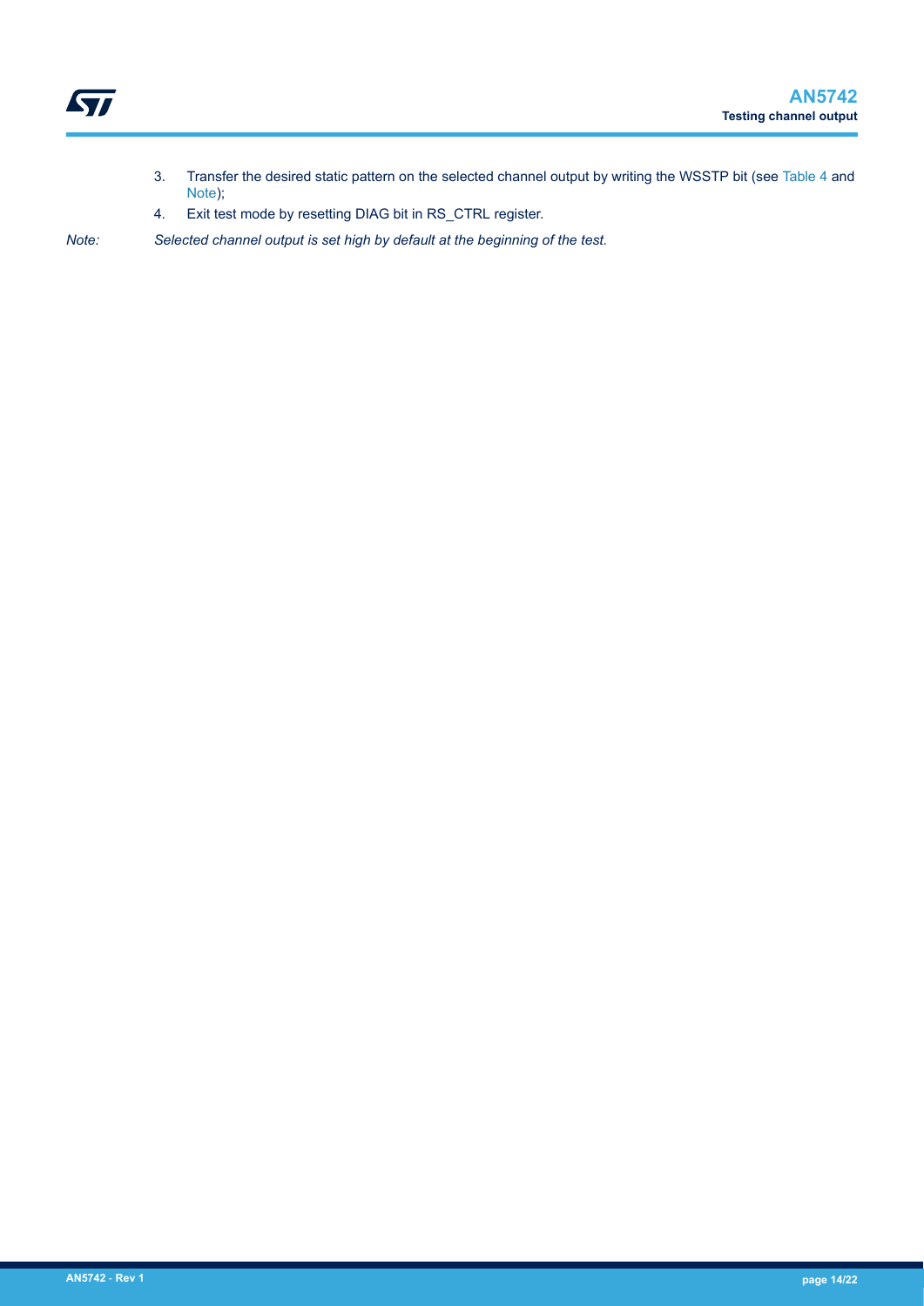3. Transfer the desired static pattern on the selected channel output by writing the WSSTP bit (see Table 4 and Note);
4. Exit test mode by resetting DIAG bit in RS_CTRL register.

*Note: Selected channel output is set high by default at the beginning of the test.*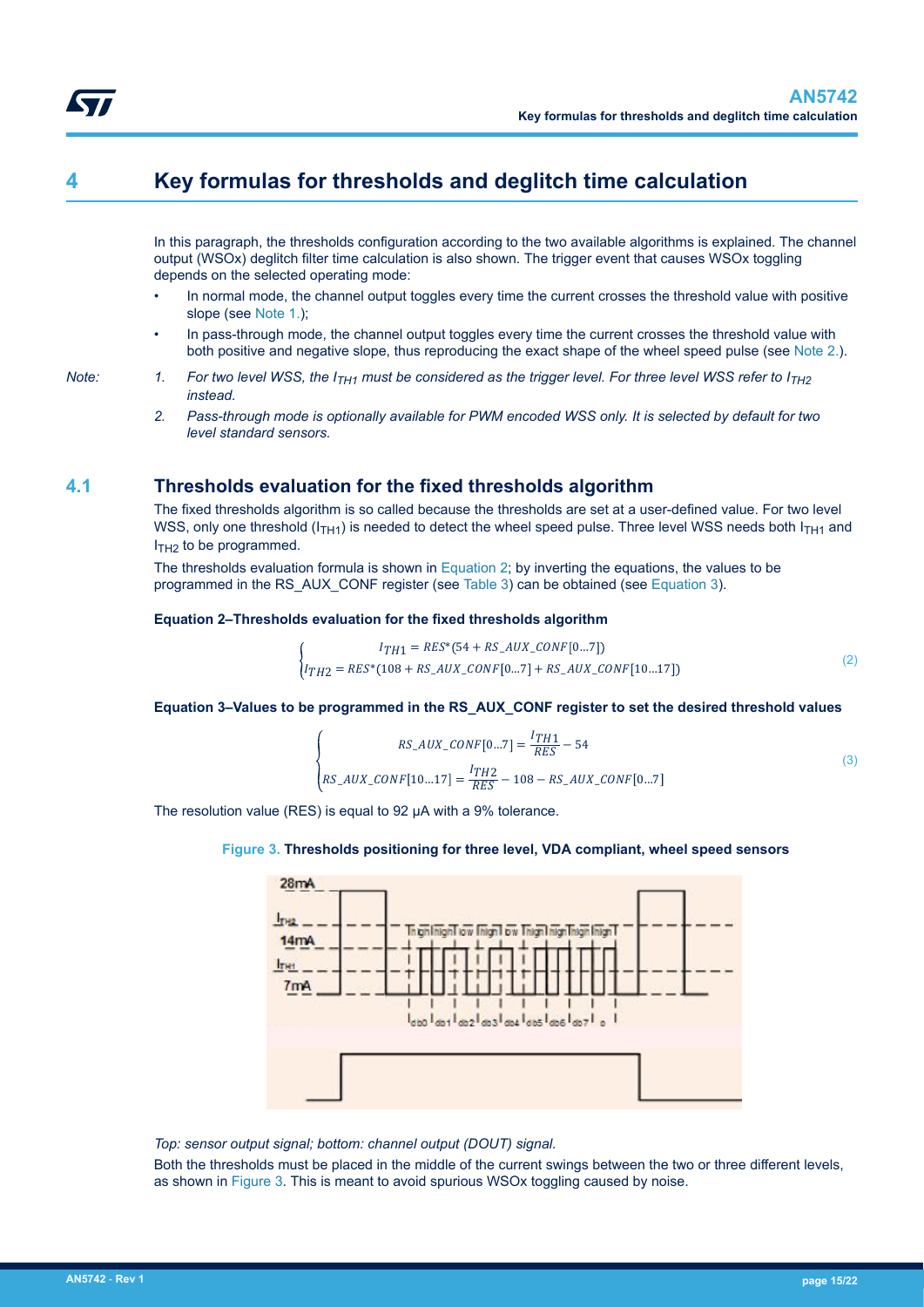## 4 Key formulas for thresholds and deglitch time calculation

In this paragraph, the thresholds configuration according to the two available algorithms is explained. The channel output (WSOx) deglitch filter time calculation is also shown. The trigger event that causes WSOx toggling depends on the selected operating mode:

- In normal mode, the channel output toggles every time the current crosses the threshold value with positive slope (see Note 1.);
- In pass-through mode, the channel output toggles every time the current crosses the threshold value with both positive and negative slope, thus reproducing the exact shape of the wheel speed pulse (see Note 2.).

*Note:*

1. *For two level WSS, the $I_{TH1}$ must be considered as the trigger level. For three level WSS refer to $I_{TH2}$ instead.*
2. *Pass-through mode is optionally available for PWM encoded WSS only. It is selected by default for two level standard sensors.*

### 4.1 Thresholds evaluation for the fixed thresholds algorithm

The fixed thresholds algorithm is so called because the thresholds are set at a user-defined value. For two level WSS, only one threshold ($I_{TH1}$) is needed to detect the wheel speed pulse. Three level WSS needs both $I_{TH1}$ and $I_{TH2}$ to be programmed.

The thresholds evaluation formula is shown in Equation 2; by inverting the equations, the values to be programmed in the RS_AUX_CONF register (see Table 3) can be obtained (see Equation 3).

**Equation 2–Thresholds evaluation for the fixed thresholds algorithm**

$$\begin{cases} I_{TH1} = RES^{*}(54 + RS\_AUX\_CONF[0...7]) \\ I_{TH2} = RES^{*}(108 + RS\_AUX\_CONF[0...7] + RS\_AUX\_CONF[10...17]) \end{cases} \quad (2)$$

**Equation 3–Values to be programmed in the RS_AUX_CONF register to set the desired threshold values**

$$\begin{cases} RS\_AUX\_CONF[0...7] = \dfrac{I_{TH1}}{RES} - 54 \\ RS\_AUX\_CONF[10...17] = \dfrac{I_{TH2}}{RES} - 108 - RS\_AUX\_CONF[0...7] \end{cases} \quad (3)$$

The resolution value (RES) is equal to 92 µA with a 9% tolerance.

**Figure 3. Thresholds positioning for three level, VDA compliant, wheel speed sensors**

*Top: sensor output signal; bottom: channel output (DOUT) signal.*

Both the thresholds must be placed in the middle of the current swings between the two or three different levels, as shown in Figure 3. This is meant to avoid spurious WSOx toggling caused by noise.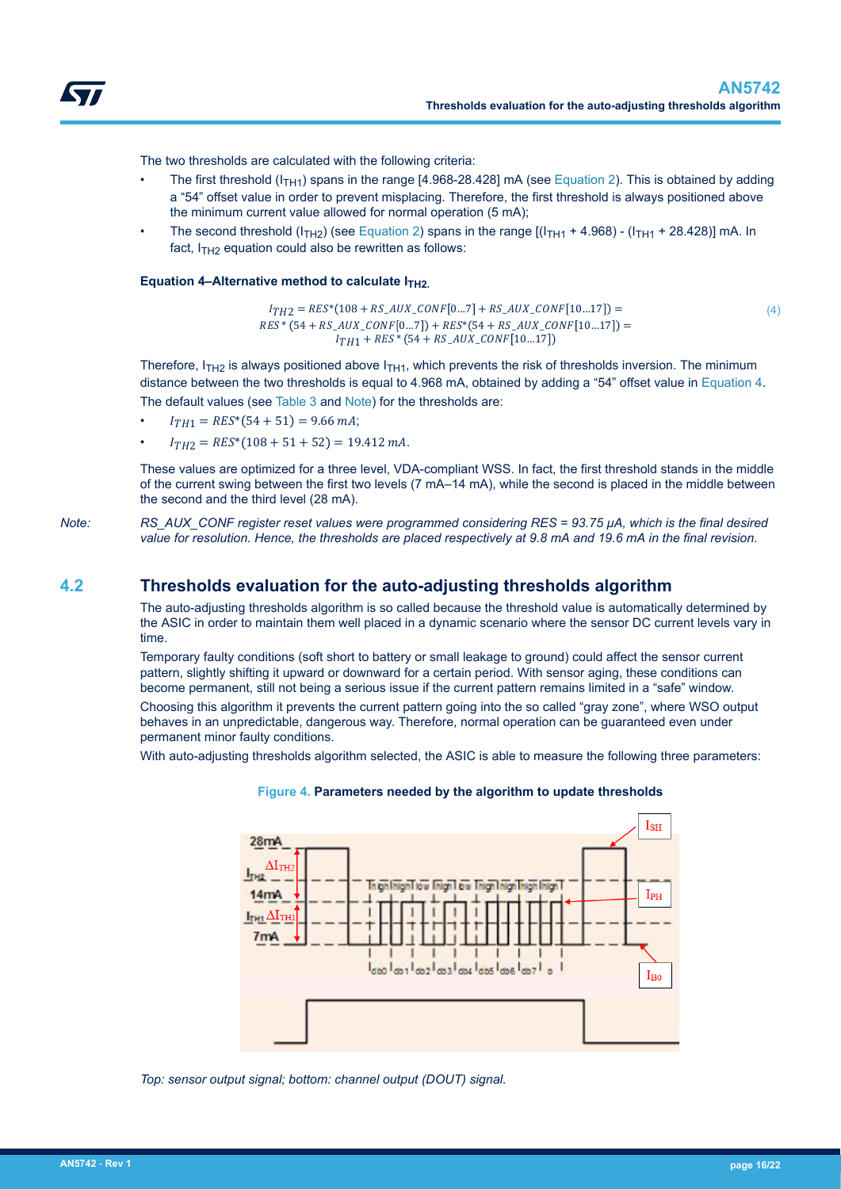The two thresholds are calculated with the following criteria:

- The first threshold ($I_{TH1}$) spans in the range [4.968-28.428] mA (see Equation 2). This is obtained by adding a "54" offset value in order to prevent misplacing. Therefore, the first threshold is always positioned above the minimum current value allowed for normal operation (5 mA);
- The second threshold ($I_{TH2}$) (see Equation 2) spans in the range [($I_{TH1}$ + 4.968) - ($I_{TH1}$ + 28.428)] mA. In fact, $I_{TH2}$ equation could also be rewritten as follows:

**Equation 4–Alternative method to calculate $I_{TH2}$.**

$$I_{TH2} = RES*(108 + RS\_AUX\_CONF[0...7] + RS\_AUX\_CONF[10...17]) =$$
$$RES*(54 + RS\_AUX\_CONF[0...7]) + RES*(54 + RS\_AUX\_CONF[10...17]) =$$
$$I_{TH1} + RES*(54 + RS\_AUX\_CONF[10...17]) \quad (4)$$

Therefore, $I_{TH2}$ is always positioned above $I_{TH1}$, which prevents the risk of thresholds inversion. The minimum distance between the two thresholds is equal to 4.968 mA, obtained by adding a "54" offset value in Equation 4.

The default values (see Table 3 and Note) for the thresholds are:

- $I_{TH1} = RES*(54 + 51) = 9.66\,mA$;
- $I_{TH2} = RES*(108 + 51 + 52) = 19.412\,mA$.

These values are optimized for a three level, VDA-compliant WSS. In fact, the first threshold stands in the middle of the current swing between the first two levels (7 mA–14 mA), while the second is placed in the middle between the second and the third level (28 mA).

*Note: RS_AUX_CONF register reset values were programmed considering RES = 93.75 µA, which is the final desired value for resolution. Hence, the thresholds are placed respectively at 9.8 mA and 19.6 mA in the final revision.*

## 4.2 Thresholds evaluation for the auto-adjusting thresholds algorithm

The auto-adjusting thresholds algorithm is so called because the threshold value is automatically determined by the ASIC in order to maintain them well placed in a dynamic scenario where the sensor DC current levels vary in time.

Temporary faulty conditions (soft short to battery or small leakage to ground) could affect the sensor current pattern, slightly shifting it upward or downward for a certain period. With sensor aging, these conditions can become permanent, still not being a serious issue if the current pattern remains limited in a "safe" window.

Choosing this algorithm it prevents the current pattern going into the so called "gray zone", where WSO output behaves in an unpredictable, dangerous way. Therefore, normal operation can be guaranteed even under permanent minor faulty conditions.

With auto-adjusting thresholds algorithm selected, the ASIC is able to measure the following three parameters:

**Figure 4. Parameters needed by the algorithm to update thresholds**

*Top: sensor output signal; bottom: channel output (DOUT) signal.*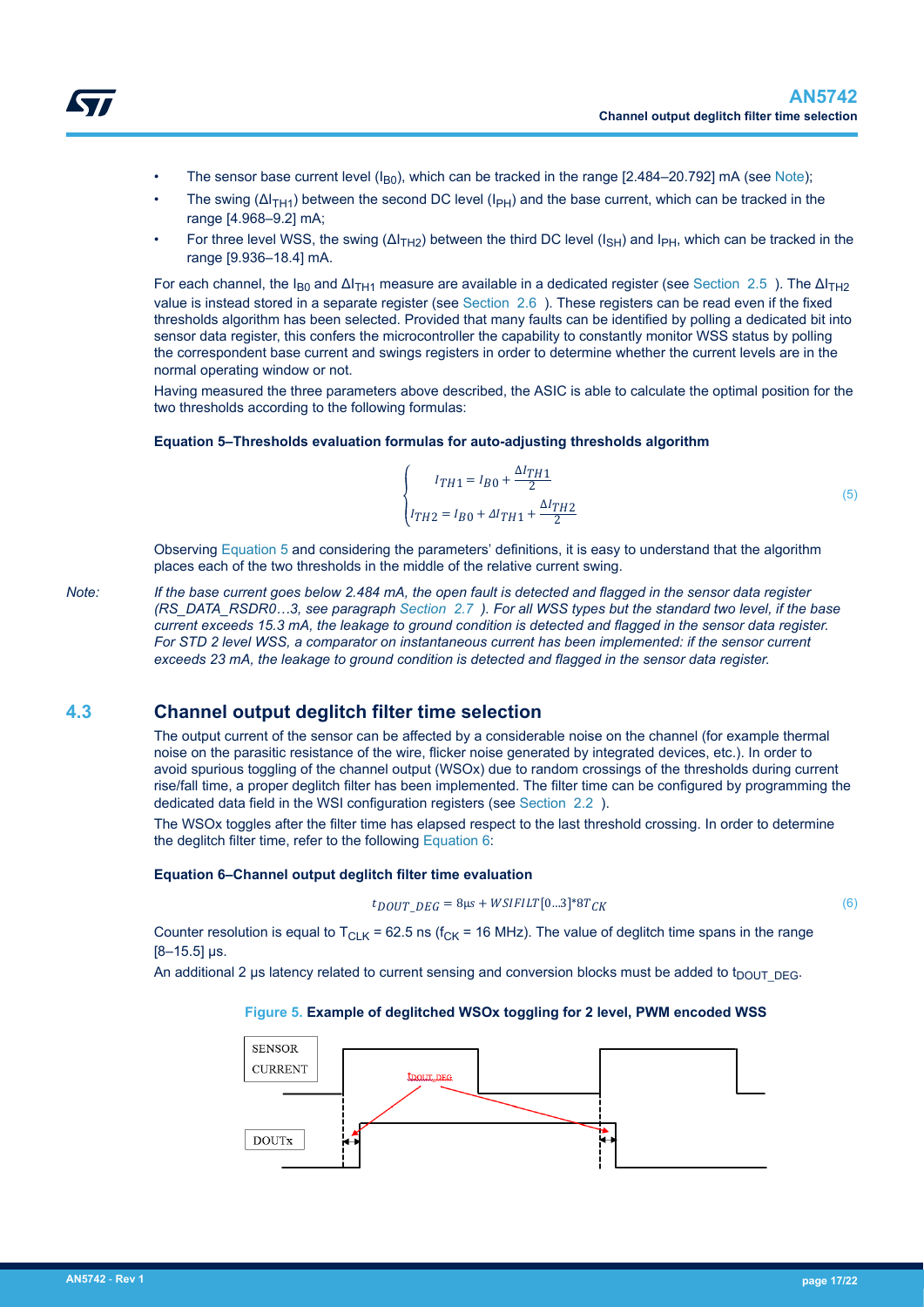- The sensor base current level ($I_{B0}$), which can be tracked in the range [2.484–20.792] mA (see Note);
- The swing ($\Delta I_{TH1}$) between the second DC level ($I_{PH}$) and the base current, which can be tracked in the range [4.968–9.2] mA;
- For three level WSS, the swing ($\Delta I_{TH2}$) between the third DC level ($I_{SH}$) and $I_{PH}$, which can be tracked in the range [9.936–18.4] mA.

For each channel, the $I_{B0}$ and $\Delta I_{TH1}$ measure are available in a dedicated register (see Section 2.5 ). The $\Delta I_{TH2}$ value is instead stored in a separate register (see Section 2.6 ). These registers can be read even if the fixed thresholds algorithm has been selected. Provided that many faults can be identified by polling a dedicated bit into sensor data register, this confers the microcontroller the capability to constantly monitor WSS status by polling the correspondent base current and swings registers in order to determine whether the current levels are in the normal operating window or not.

Having measured the three parameters above described, the ASIC is able to calculate the optimal position for the two thresholds according to the following formulas:

**Equation 5–Thresholds evaluation formulas for auto-adjusting thresholds algorithm**

$$\begin{cases} I_{TH1} = I_{B0} + \dfrac{\Delta I_{TH1}}{2} \\ I_{TH2} = I_{B0} + \Delta I_{TH1} + \dfrac{\Delta I_{TH2}}{2} \end{cases} \tag{5}$$

Observing Equation 5 and considering the parameters' definitions, it is easy to understand that the algorithm places each of the two thresholds in the middle of the relative current swing.

*Note: If the base current goes below 2.484 mA, the open fault is detected and flagged in the sensor data register (RS_DATA_RSDR0…3, see paragraph Section 2.7 ). For all WSS types but the standard two level, if the base current exceeds 15.3 mA, the leakage to ground condition is detected and flagged in the sensor data register. For STD 2 level WSS, a comparator on instantaneous current has been implemented: if the sensor current exceeds 23 mA, the leakage to ground condition is detected and flagged in the sensor data register.*

## 4.3 Channel output deglitch filter time selection

The output current of the sensor can be affected by a considerable noise on the channel (for example thermal noise on the parasitic resistance of the wire, flicker noise generated by integrated devices, etc.). In order to avoid spurious toggling of the channel output (WSOx) due to random crossings of the thresholds during current rise/fall time, a proper deglitch filter has been implemented. The filter time can be configured by programming the dedicated data field in the WSI configuration registers (see Section 2.2 ).

The WSOx toggles after the filter time has elapsed respect to the last threshold crossing. In order to determine the deglitch filter time, refer to the following Equation 6:

**Equation 6–Channel output deglitch filter time evaluation**

$$t_{DOUT\_DEG} = 8\mu s + WSIFILT[0...3]*8T_{CK} \tag{6}$$

Counter resolution is equal to $T_{CLK}$ = 62.5 ns ($f_{CK}$ = 16 MHz). The value of deglitch time spans in the range [8–15.5] µs.

An additional 2 µs latency related to current sensing and conversion blocks must be added to $t_{DOUT\_DEG}$.

**Figure 5. Example of deglitched WSOx toggling for 2 level, PWM encoded WSS**

SENSOR CURRENT

$t_{DOUT\_DEG}$

DOUTx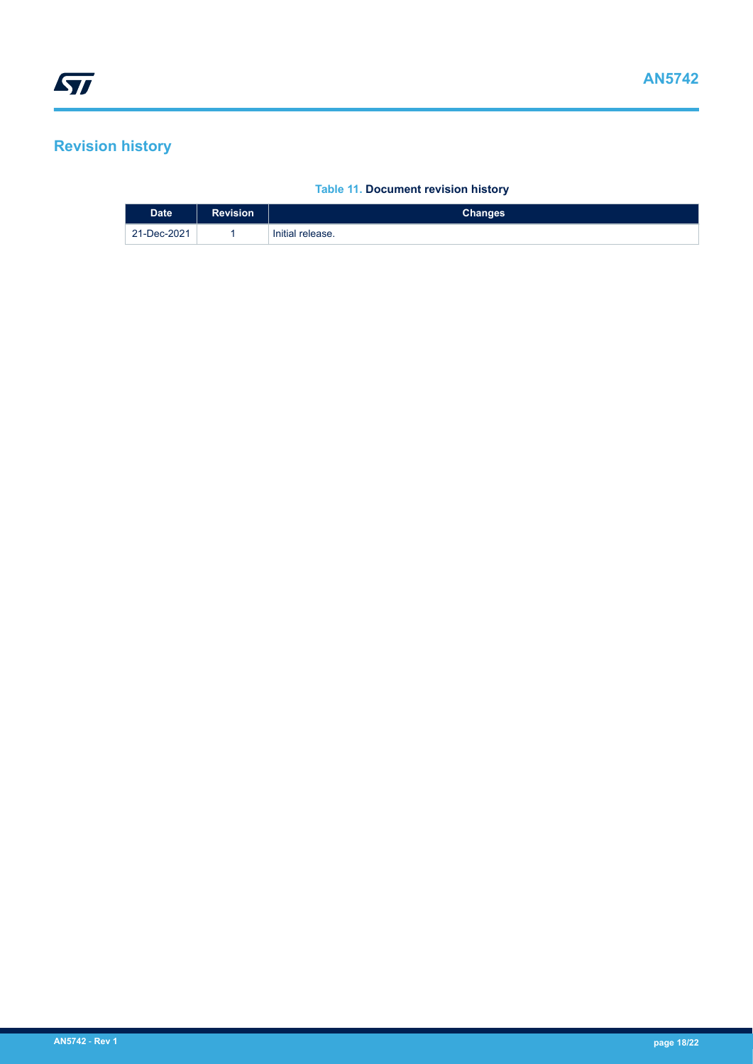## Revision history

**Table 11. Document revision history**

| Date | Revision | Changes |
|---|---|---|
| 21-Dec-2021 | 1 | Initial release. |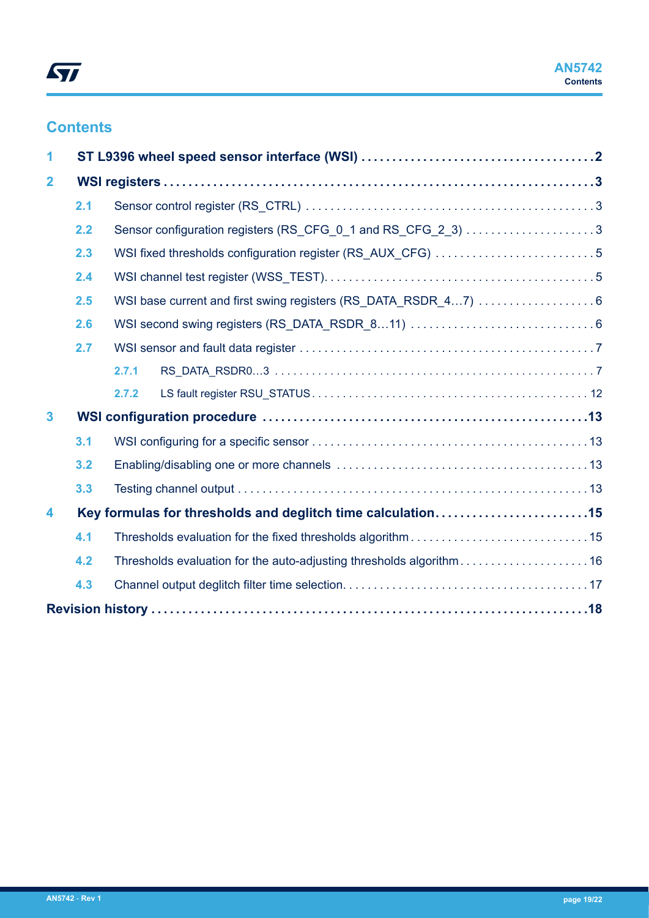# Contents

- **1 ST L9396 wheel speed sensor interface (WSI)** ..... 2
- **2 WSI registers** ..... 3
  - 2.1 Sensor control register (RS_CTRL) ..... 3
  - 2.2 Sensor configuration registers (RS_CFG_0_1 and RS_CFG_2_3) ..... 3
  - 2.3 WSI fixed thresholds configuration register (RS_AUX_CFG) ..... 5
  - 2.4 WSI channel test register (WSS_TEST) ..... 5
  - 2.5 WSI base current and first swing registers (RS_DATA_RSDR_4…7) ..... 6
  - 2.6 WSI second swing registers (RS_DATA_RSDR_8…11) ..... 6
  - 2.7 WSI sensor and fault data register ..... 7
    - 2.7.1 RS_DATA_RSDR0…3 ..... 7
    - 2.7.2 LS fault register RSU_STATUS ..... 12
- **3 WSI configuration procedure** ..... 13
  - 3.1 WSI configuring for a specific sensor ..... 13
  - 3.2 Enabling/disabling one or more channels ..... 13
  - 3.3 Testing channel output ..... 13
- **4 Key formulas for thresholds and deglitch time calculation** ..... 15
  - 4.1 Thresholds evaluation for the fixed thresholds algorithm ..... 15
  - 4.2 Thresholds evaluation for the auto-adjusting thresholds algorithm ..... 16
  - 4.3 Channel output deglitch filter time selection ..... 17
- **Revision history** ..... 18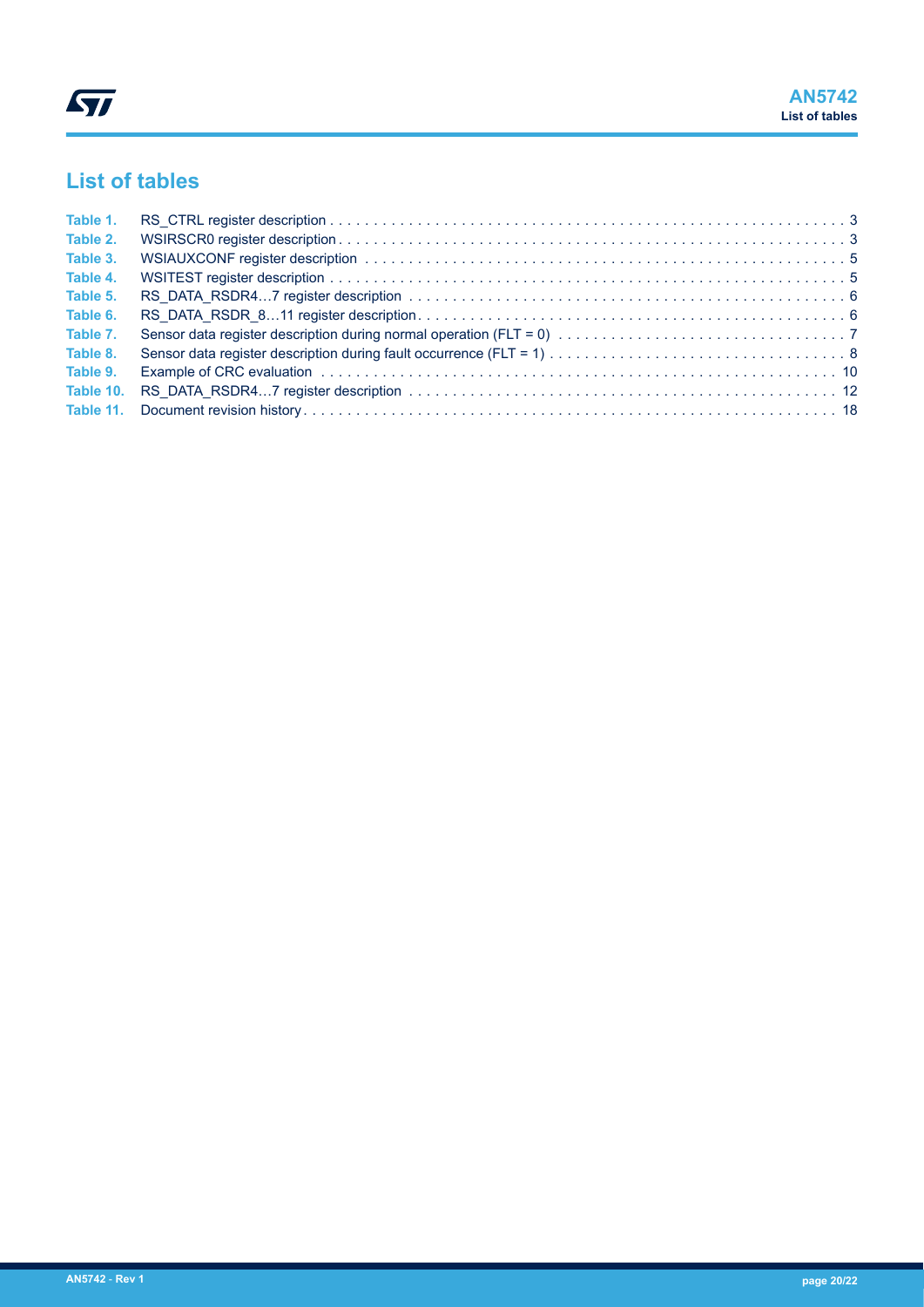# List of tables

| | | |
|---|---|---|
| Table 1. | RS_CTRL register description | 3 |
| Table 2. | WSIRSCR0 register description | 3 |
| Table 3. | WSIAUXCONF register description | 5 |
| Table 4. | WSITEST register description | 5 |
| Table 5. | RS_DATA_RSDR4…7 register description | 6 |
| Table 6. | RS_DATA_RSDR_8…11 register description | 6 |
| Table 7. | Sensor data register description during normal operation (FLT = 0) | 7 |
| Table 8. | Sensor data register description during fault occurrence (FLT = 1) | 8 |
| Table 9. | Example of CRC evaluation | 10 |
| Table 10. | RS_DATA_RSDR4…7 register description | 12 |
| Table 11. | Document revision history | 18 |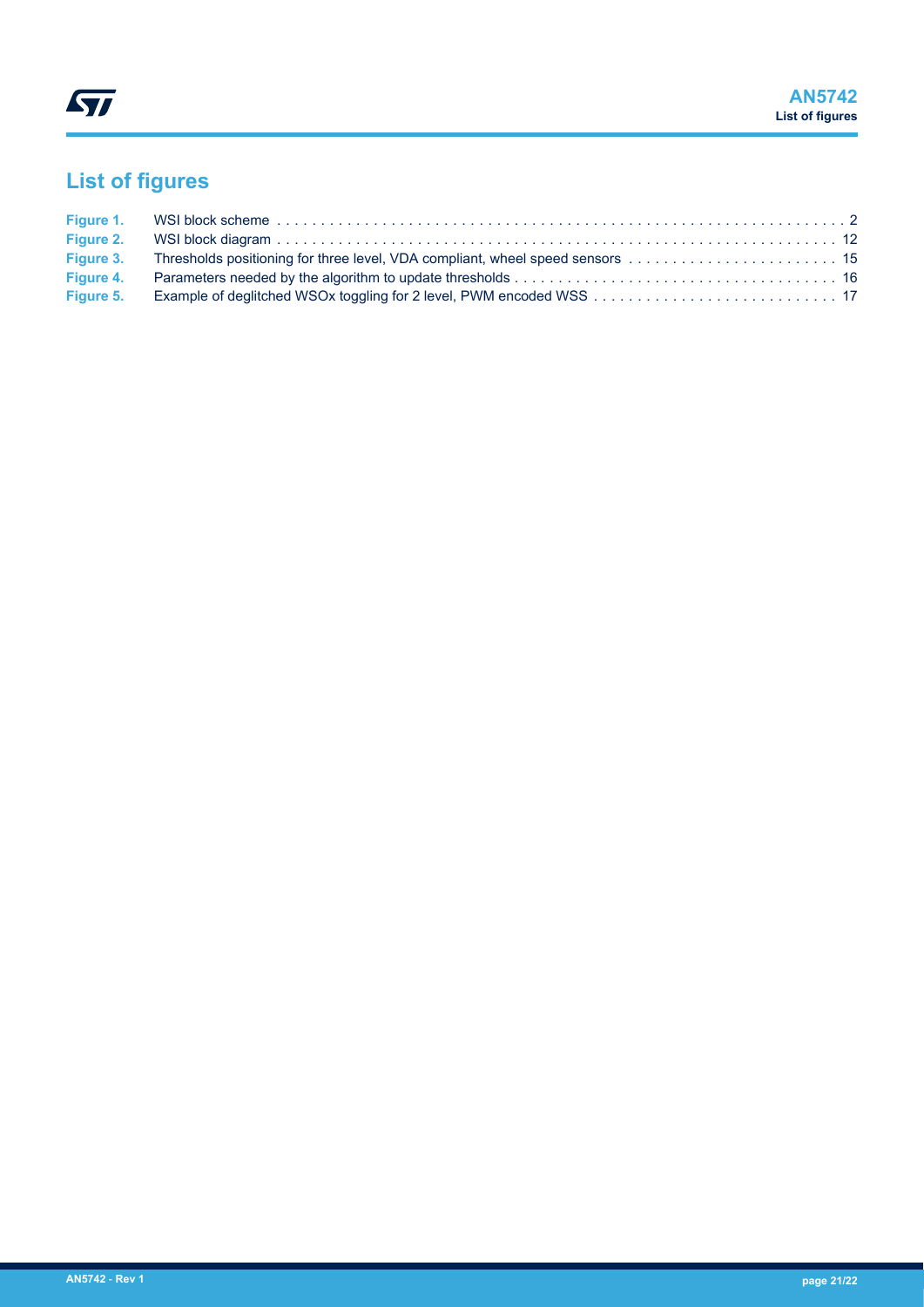# List of figures

| | | |
|---|---|---|
| Figure 1. | WSI block scheme | 2 |
| Figure 2. | WSI block diagram | 12 |
| Figure 3. | Thresholds positioning for three level, VDA compliant, wheel speed sensors | 15 |
| Figure 4. | Parameters needed by the algorithm to update thresholds | 16 |
| Figure 5. | Example of deglitched WSOx toggling for 2 level, PWM encoded WSS | 17 |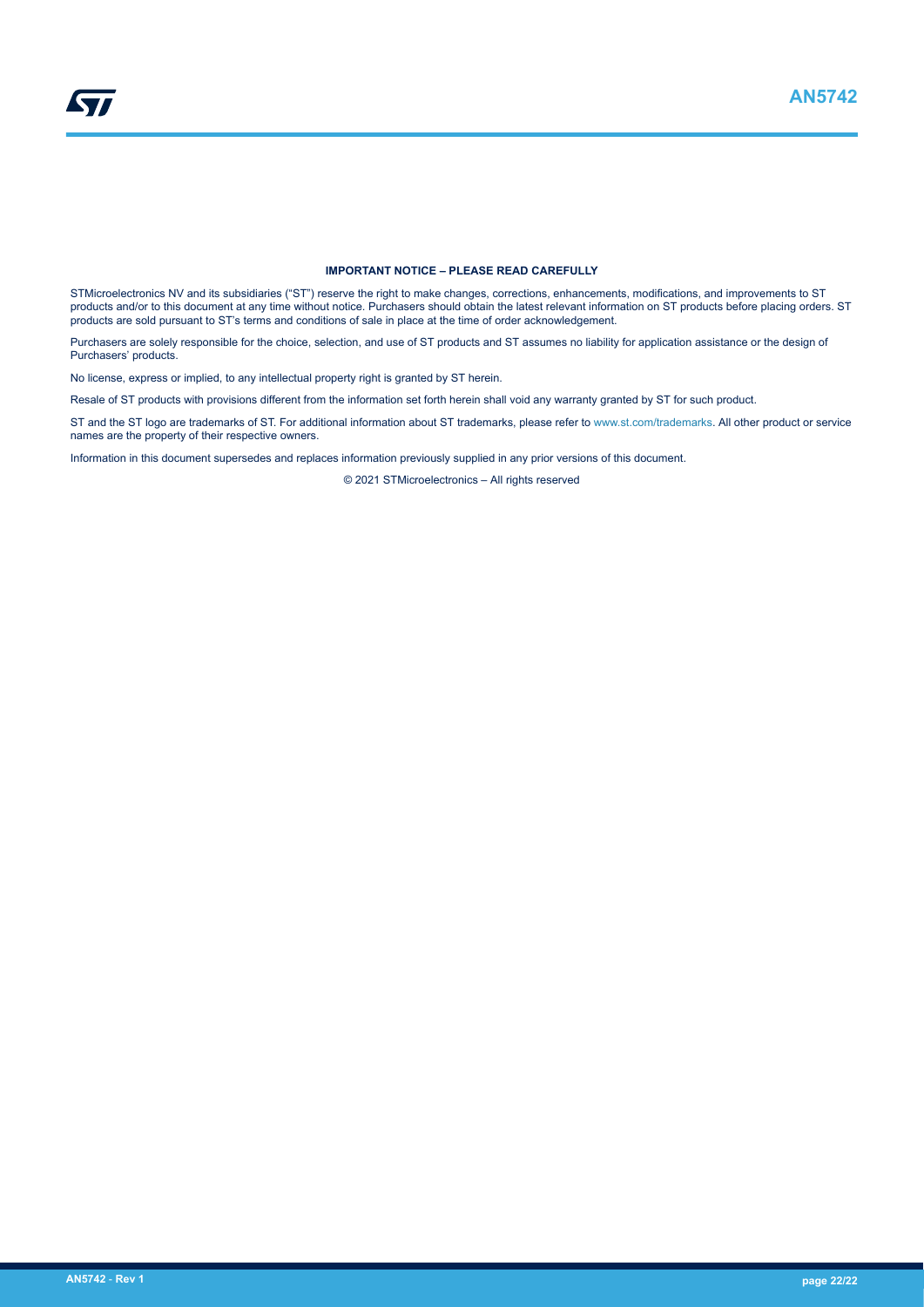**IMPORTANT NOTICE – PLEASE READ CAREFULLY**

STMicroelectronics NV and its subsidiaries ("ST") reserve the right to make changes, corrections, enhancements, modifications, and improvements to ST products and/or to this document at any time without notice. Purchasers should obtain the latest relevant information on ST products before placing orders. ST products are sold pursuant to ST's terms and conditions of sale in place at the time of order acknowledgement.

Purchasers are solely responsible for the choice, selection, and use of ST products and ST assumes no liability for application assistance or the design of Purchasers' products.

No license, express or implied, to any intellectual property right is granted by ST herein.

Resale of ST products with provisions different from the information set forth herein shall void any warranty granted by ST for such product.

ST and the ST logo are trademarks of ST. For additional information about ST trademarks, please refer to www.st.com/trademarks. All other product or service names are the property of their respective owners.

Information in this document supersedes and replaces information previously supplied in any prior versions of this document.

© 2021 STMicroelectronics – All rights reserved